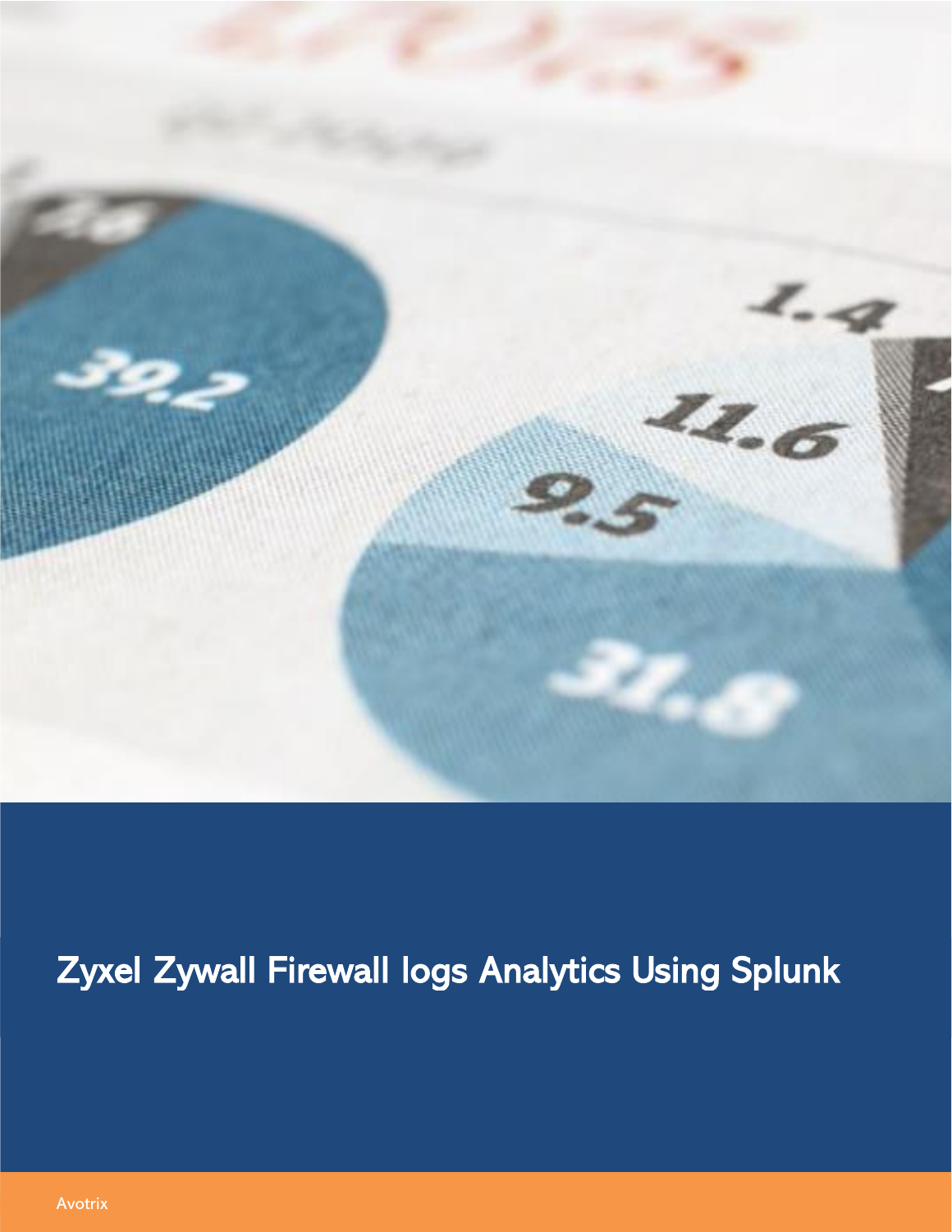# Zyxel Zywall Firewall logs Analytics Using Splunk

Avotrix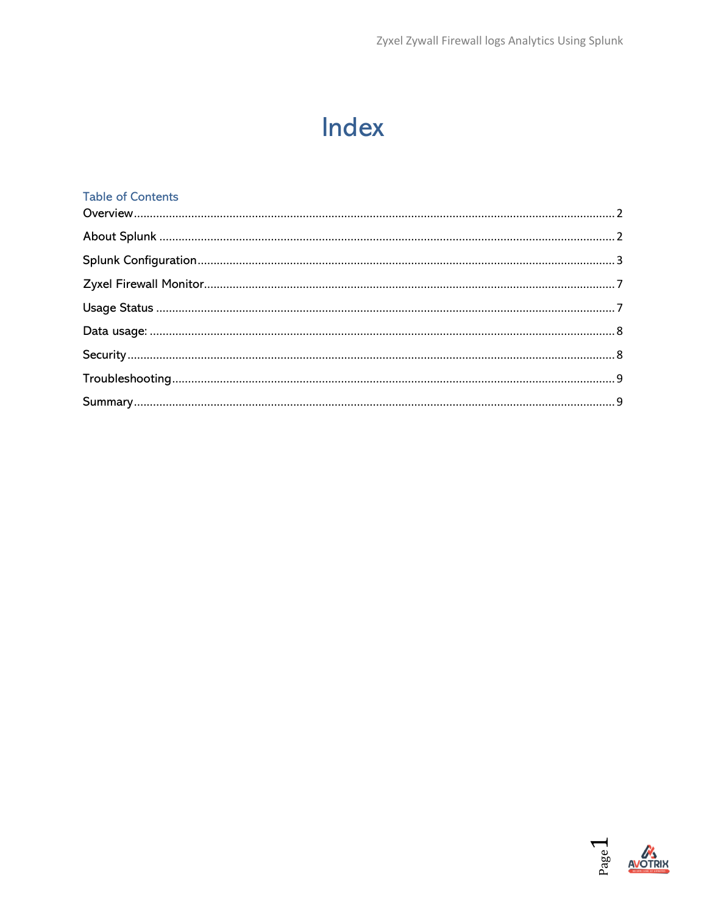# Index

## Table of Contents

- Overview ........ 2
- About Splunk ........ 2
- Splunk Configuration ........ 3
- Zyxel Firewall Monitor ........ 7
- Usage Status ........ 7
- Data usage: ........ 8
- Security ........ 8
- Troubleshooting ........ 9
- Summary ........ 9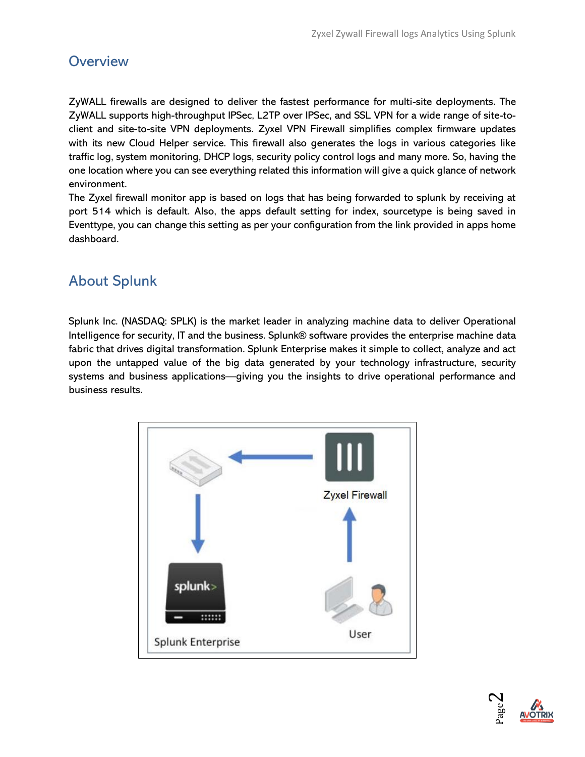## Overview

ZyWALL firewalls are designed to deliver the fastest performance for multi-site deployments. The ZyWALL supports high-throughput IPSec, L2TP over IPSec, and SSL VPN for a wide range of site-to-client and site-to-site VPN deployments. Zyxel VPN Firewall simplifies complex firmware updates with its new Cloud Helper service. This firewall also generates the logs in various categories like traffic log, system monitoring, DHCP logs, security policy control logs and many more. So, having the one location where you can see everything related this information will give a quick glance of network environment.

The Zyxel firewall monitor app is based on logs that has being forwarded to splunk by receiving at port 514 which is default. Also, the apps default setting for index, sourcetype is being saved in Eventtype, you can change this setting as per your configuration from the link provided in apps home dashboard.

## About Splunk

Splunk Inc. (NASDAQ: SPLK) is the market leader in analyzing machine data to deliver Operational Intelligence for security, IT and the business. Splunk® software provides the enterprise machine data fabric that drives digital transformation. Splunk Enterprise makes it simple to collect, analyze and act upon the untapped value of the big data generated by your technology infrastructure, security systems and business applications—giving you the insights to drive operational performance and business results.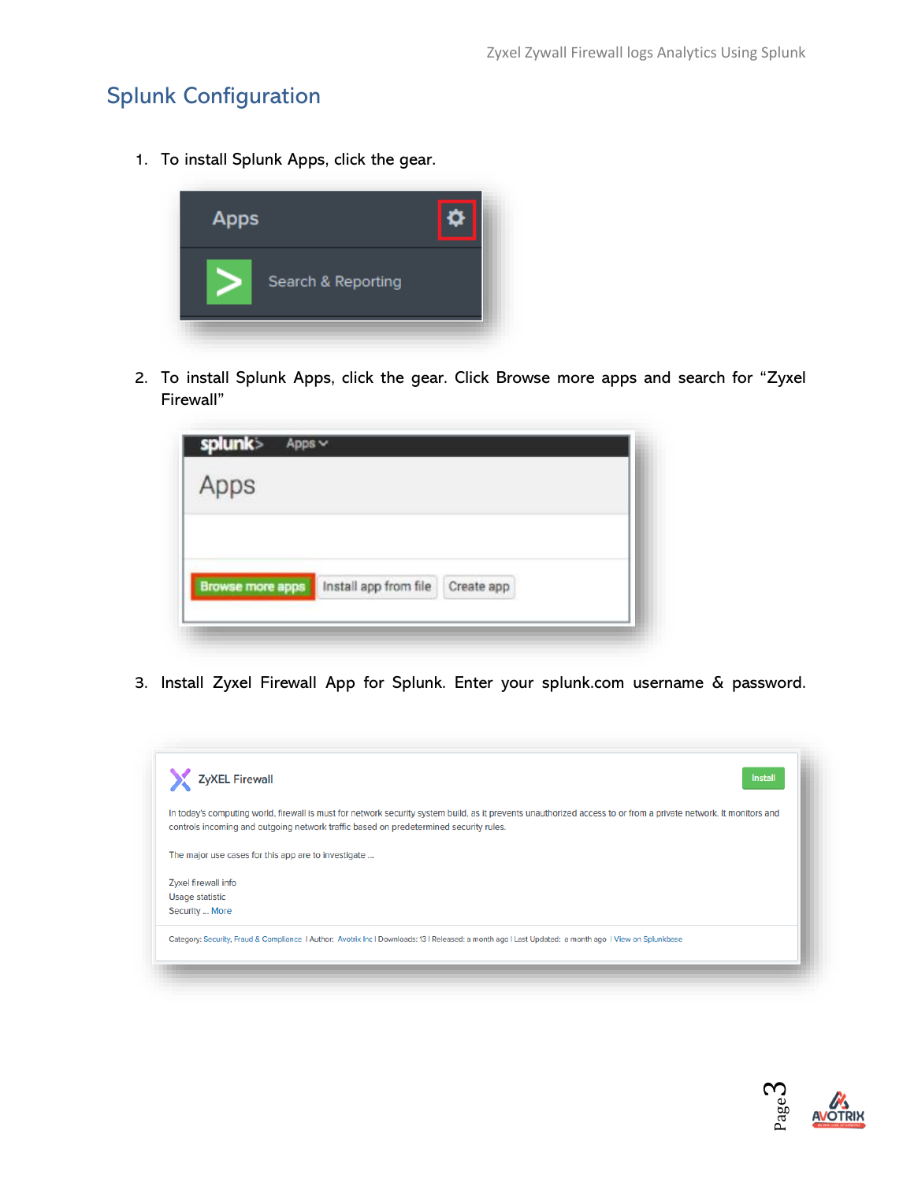## Splunk Configuration

1. To install Splunk Apps, click the gear.

2. To install Splunk Apps, click the gear. Click Browse more apps and search for "Zyxel Firewall"

3. Install Zyxel Firewall App for Splunk. Enter your splunk.com username & password.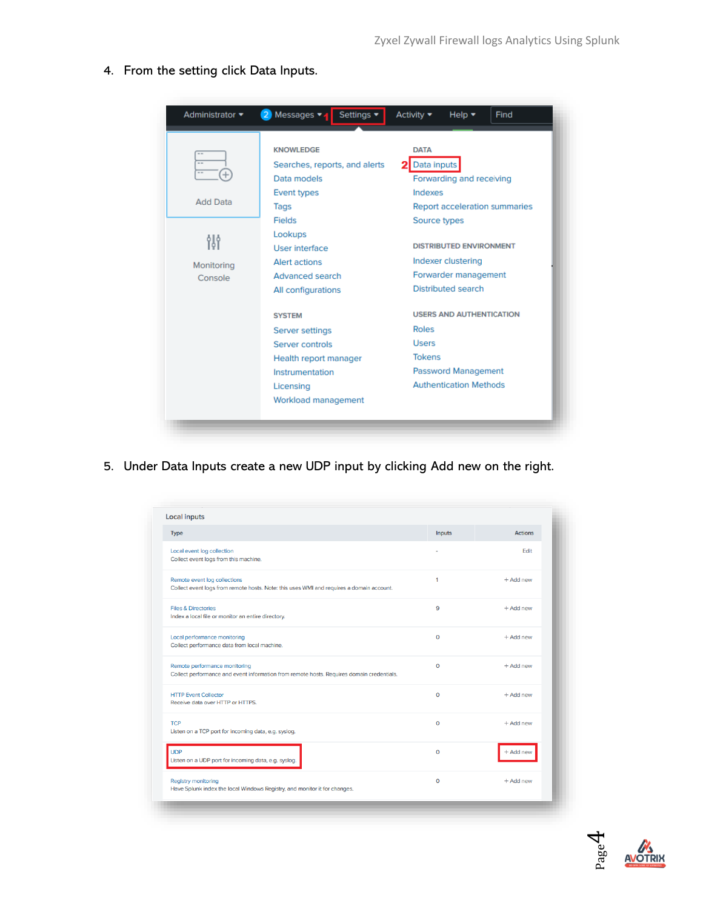4. From the setting click Data Inputs.

5. Under Data Inputs create a new UDP input by clicking Add new on the right.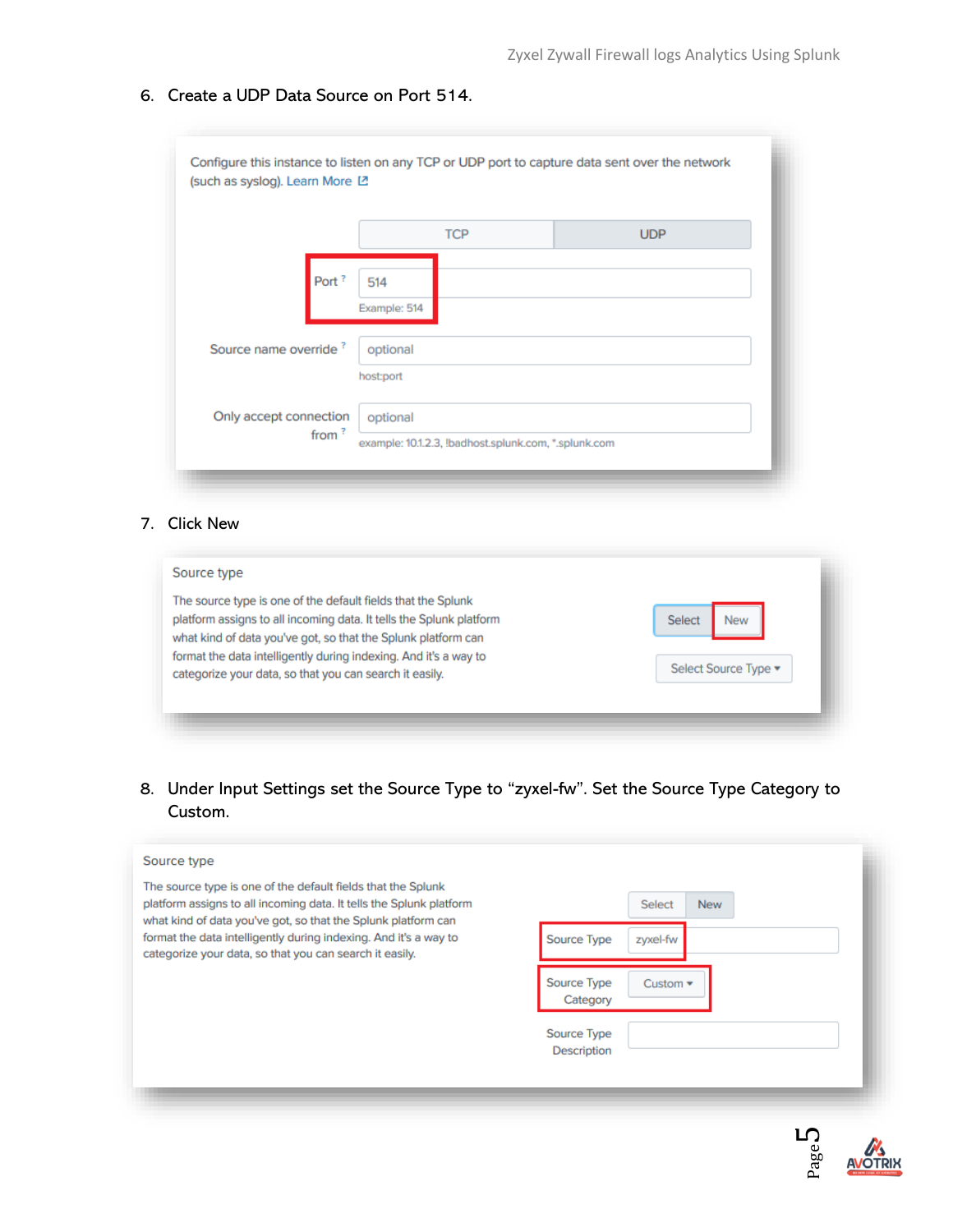6. Create a UDP Data Source on Port 514.

Configure this instance to listen on any TCP or UDP port to capture data sent over the network (such as syslog). Learn More

TCP | UDP

Port: 514
Example: 514

Source name override: optional
host:port

Only accept connection from: optional
example: 10.1.2.3, !badhost.splunk.com, *.splunk.com

7. Click New

Source type

The source type is one of the default fields that the Splunk platform assigns to all incoming data. It tells the Splunk platform what kind of data you've got, so that the Splunk platform can format the data intelligently during indexing. And it's a way to categorize your data, so that you can search it easily.

Select | New

Select Source Type

8. Under Input Settings set the Source Type to “zyxel-fw”. Set the Source Type Category to Custom.

Source type

The source type is one of the default fields that the Splunk platform assigns to all incoming data. It tells the Splunk platform what kind of data you've got, so that the Splunk platform can format the data intelligently during indexing. And it's a way to categorize your data, so that you can search it easily.

Select | New

Source Type: zyxel-fw

Source Type Category: Custom

Source Type Description: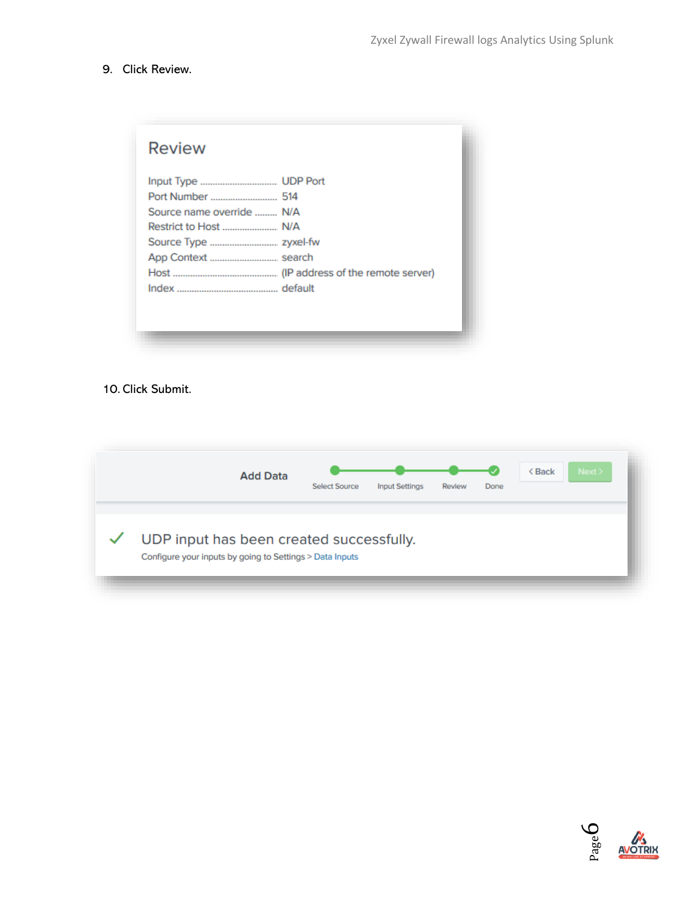9. Click Review.

Review

| | |
|---|---|
| Input Type | UDP Port |
| Port Number | 514 |
| Source name override | N/A |
| Restrict to Host | N/A |
| Source Type | zyxel-fw |
| App Context | search |
| Host | (IP address of the remote server) |
| Index | default |

10. Click Submit.

Add Data — Select Source — Input Settings — Review — Done — < Back — Next >

✓ UDP input has been created successfully.

Configure your inputs by going to Settings > Data Inputs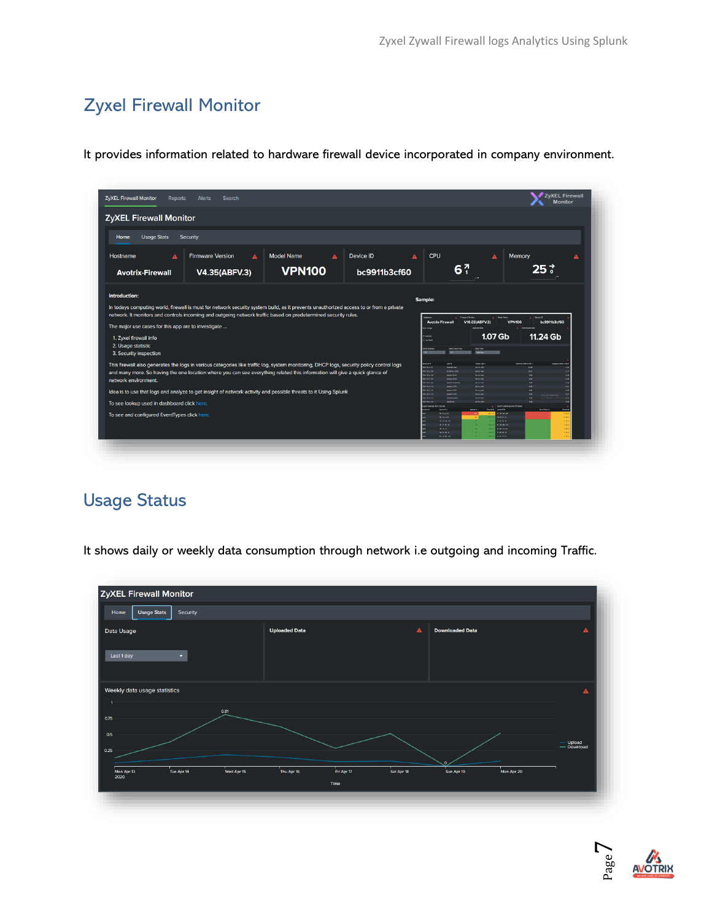## Zyxel Firewall Monitor

It provides information related to hardware firewall device incorporated in company environment.

## Usage Status

It shows daily or weekly data consumption through network i.e outgoing and incoming Traffic.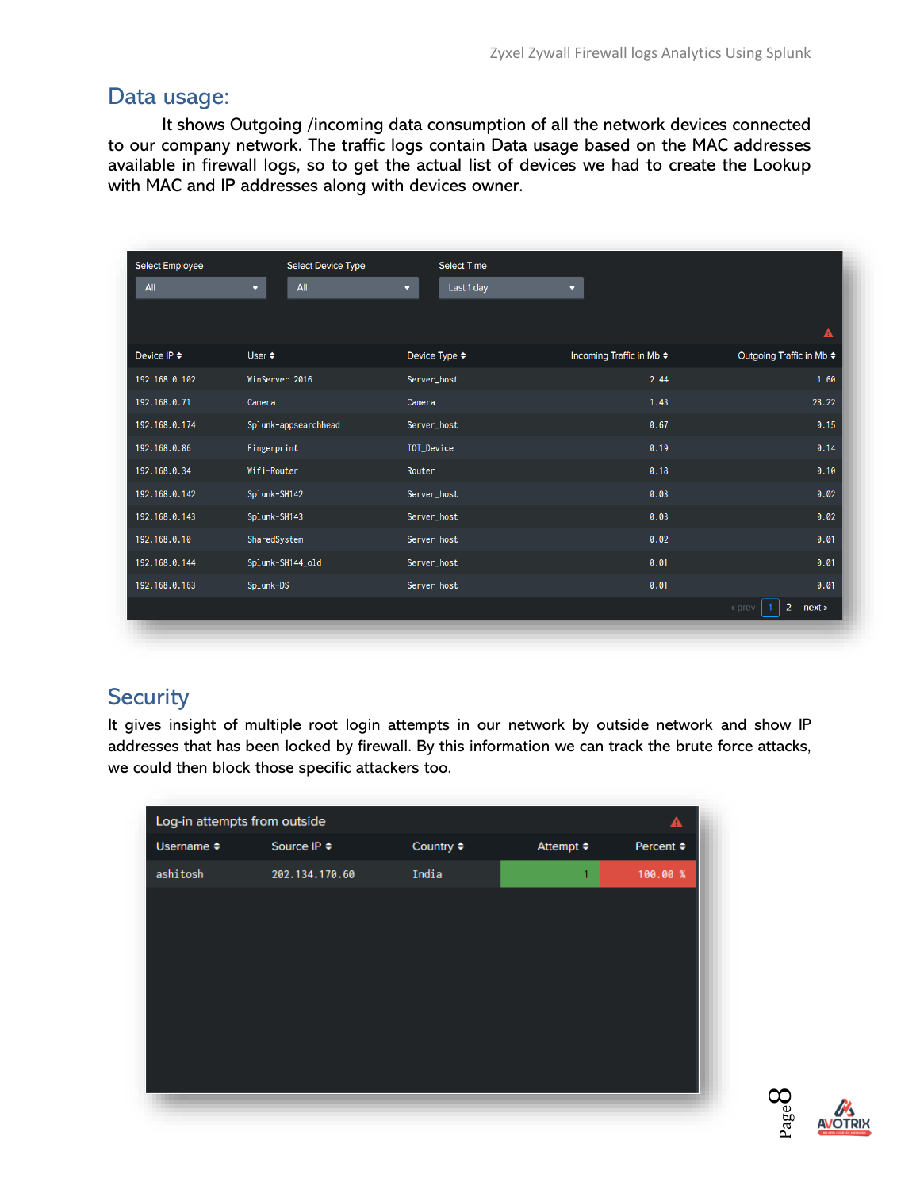## Data usage:

It shows Outgoing /incoming data consumption of all the network devices connected to our company network. The traffic logs contain Data usage based on the MAC addresses available in firewall logs, so to get the actual list of devices we had to create the Lookup with MAC and IP addresses along with devices owner.

Select Employee: All | Select Device Type: All | Select Time: Last 1 day

| Device IP | User | Device Type | Incoming Traffic in Mb | Outgoing Traffic in Mb |
|---|---|---|---|---|
| 192.168.0.102 | WinServer 2016 | Server_host | 2.44 | 1.60 |
| 192.168.0.71 | Camera | Camera | 1.43 | 28.22 |
| 192.168.0.174 | Splunk-appsearchhead | Server_host | 0.67 | 0.15 |
| 192.168.0.86 | Fingerprint | IOT_Device | 0.19 | 0.14 |
| 192.168.0.34 | Wifi-Router | Router | 0.18 | 0.10 |
| 192.168.0.142 | Splunk-SH142 | Server_host | 0.03 | 0.02 |
| 192.168.0.143 | Splunk-SH143 | Server_host | 0.03 | 0.02 |
| 192.168.0.10 | SharedSystem | Server_host | 0.02 | 0.01 |
| 192.168.0.144 | Splunk-SH144_old | Server_host | 0.01 | 0.01 |
| 192.168.0.163 | Splunk-DS | Server_host | 0.01 | 0.01 |

## Security

It gives insight of multiple root login attempts in our network by outside network and show IP addresses that has been locked by firewall. By this information we can track the brute force attacks, we could then block those specific attackers too.

Log-in attempts from outside

| Username | Source IP | Country | Attempt | Percent |
|---|---|---|---|---|
| ashitosh | 202.134.170.60 | India | 1 | 100.00 % |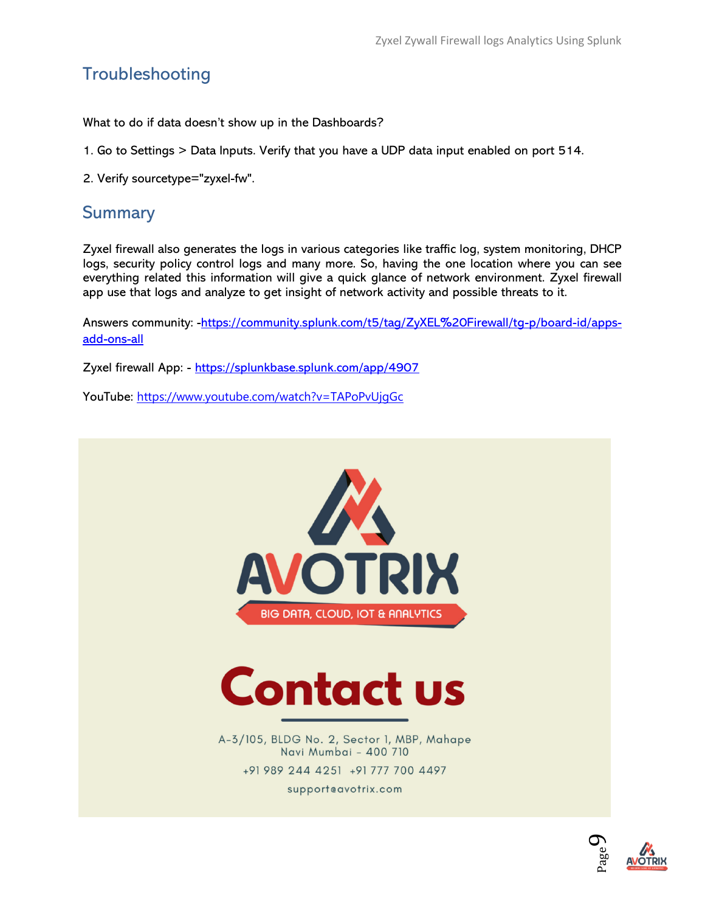## Troubleshooting

What to do if data doesn't show up in the Dashboards?

1. Go to Settings > Data Inputs. Verify that you have a UDP data input enabled on port 514.

2. Verify sourcetype="zyxel-fw".

## Summary

Zyxel firewall also generates the logs in various categories like traffic log, system monitoring, DHCP logs, security policy control logs and many more. So, having the one location where you can see everything related this information will give a quick glance of network environment. Zyxel firewall app use that logs and analyze to get insight of network activity and possible threats to it.

Answers community: -https://community.splunk.com/t5/tag/ZyXEL%20Firewall/tg-p/board-id/apps-add-ons-all

Zyxel firewall App: - https://splunkbase.splunk.com/app/4907

YouTube: https://www.youtube.com/watch?v=TAPoPvUjgGc

AVOTRIX

BIG DATA, CLOUD, IOT & ANALYTICS

# Contact us

A-3/105, BLDG No. 2, Sector 1, MBP, Mahape
Navi Mumbai - 400 710

+91 989 244 4251 +91 777 700 4497

support@avotrix.com